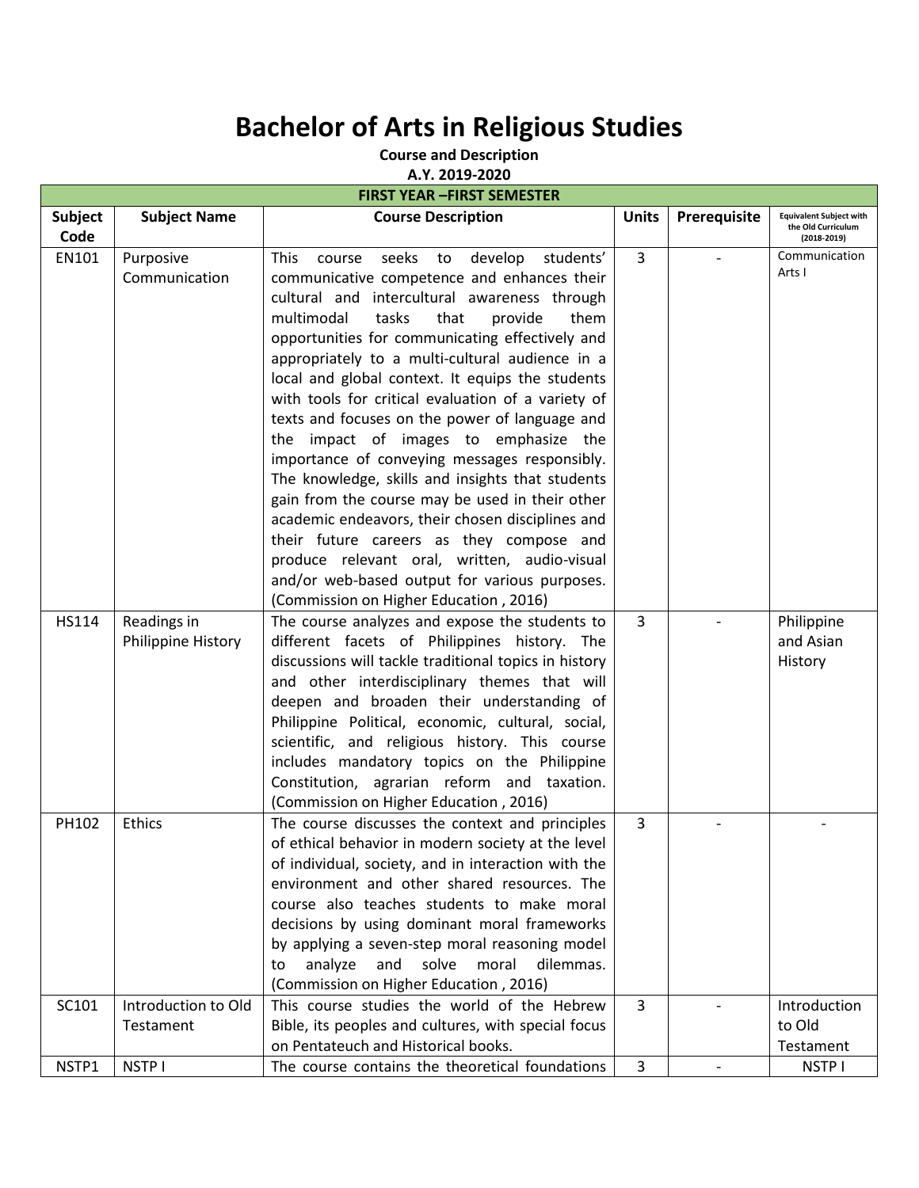# Bachelor of Arts in Religious Studies

**Course and Description**

**A.Y. 2019-2020**

| FIRST YEAR –FIRST SEMESTER | | | | | |
|---|---|---|---|---|---|
| **Subject Code** | **Subject Name** | **Course Description** | **Units** | **Prerequisite** | **Equivalent Subject with the Old Curriculum (2018-2019)** |
| EN101 | Purposive Communication | This course seeks to develop students' communicative competence and enhances their cultural and intercultural awareness through multimodal tasks that provide them opportunities for communicating effectively and appropriately to a multi-cultural audience in a local and global context. It equips the students with tools for critical evaluation of a variety of texts and focuses on the power of language and the impact of images to emphasize the importance of conveying messages responsibly. The knowledge, skills and insights that students gain from the course may be used in their other academic endeavors, their chosen disciplines and their future careers as they compose and produce relevant oral, written, audio-visual and/or web-based output for various purposes. (Commission on Higher Education , 2016) | 3 | - | Communication Arts I |
| HS114 | Readings in Philippine History | The course analyzes and expose the students to different facets of Philippines history. The discussions will tackle traditional topics in history and other interdisciplinary themes that will deepen and broaden their understanding of Philippine Political, economic, cultural, social, scientific, and religious history. This course includes mandatory topics on the Philippine Constitution, agrarian reform and taxation. (Commission on Higher Education , 2016) | 3 | - | Philippine and Asian History |
| PH102 | Ethics | The course discusses the context and principles of ethical behavior in modern society at the level of individual, society, and in interaction with the environment and other shared resources. The course also teaches students to make moral decisions by using dominant moral frameworks by applying a seven-step moral reasoning model to analyze and solve moral dilemmas. (Commission on Higher Education , 2016) | 3 | - | - |
| SC101 | Introduction to Old Testament | This course studies the world of the Hebrew Bible, its peoples and cultures, with special focus on Pentateuch and Historical books. | 3 | - | Introduction to Old Testament |
| NSTP1 | NSTP I | The course contains the theoretical foundations | 3 | - | NSTP I |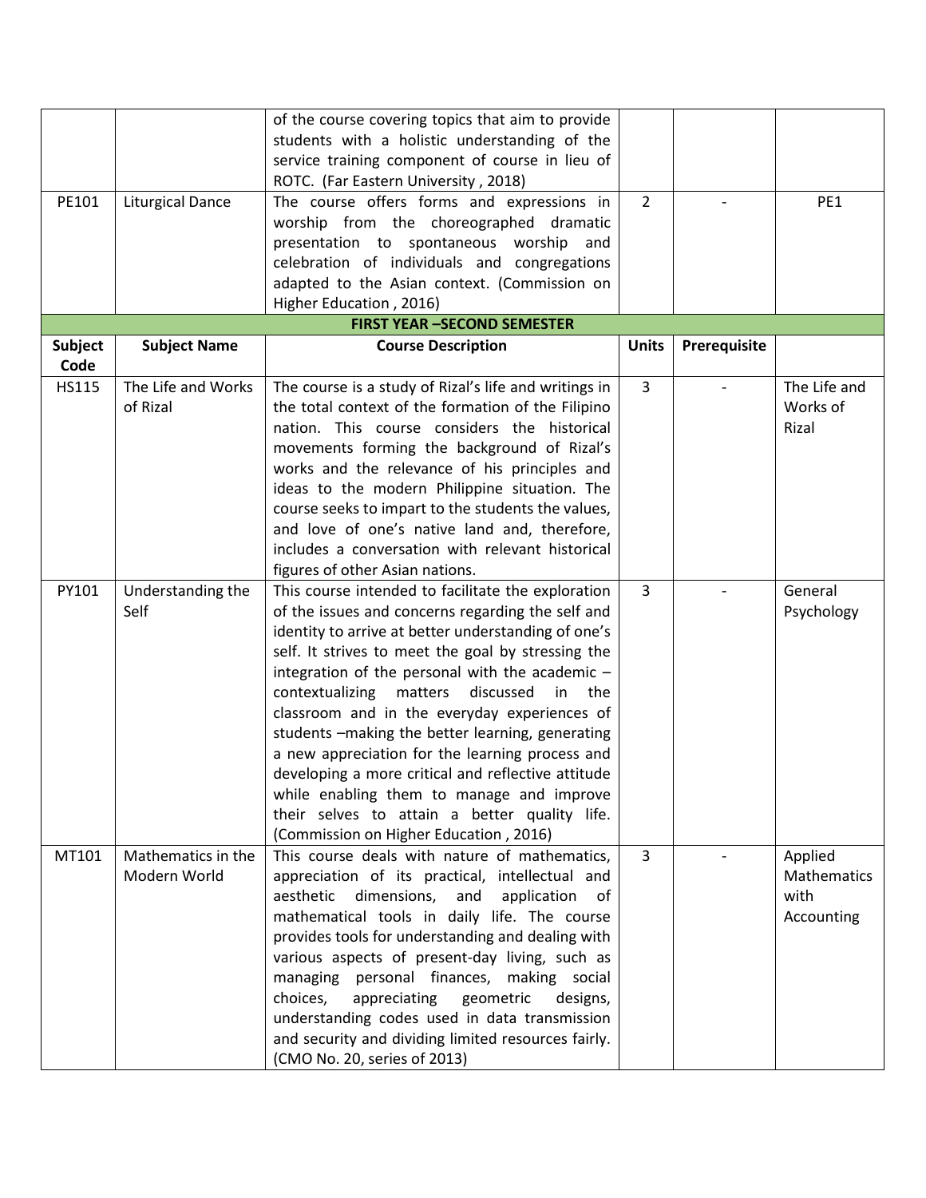| | | | | | |
|---|---|---|---|---|---|
| | | of the course covering topics that aim to provide students with a holistic understanding of the service training component of course in lieu of ROTC. (Far Eastern University , 2018) | | | |
| PE101 | Liturgical Dance | The course offers forms and expressions in worship from the choreographed dramatic presentation to spontaneous worship and celebration of individuals and congregations adapted to the Asian context. (Commission on Higher Education , 2016) | 2 | - | PE1 |
| **FIRST YEAR –SECOND SEMESTER** | | | | | |
| **Subject Code** | **Subject Name** | **Course Description** | **Units** | **Prerequisite** | |
| HS115 | The Life and Works of Rizal | The course is a study of Rizal's life and writings in the total context of the formation of the Filipino nation. This course considers the historical movements forming the background of Rizal's works and the relevance of his principles and ideas to the modern Philippine situation. The course seeks to impart to the students the values, and love of one's native land and, therefore, includes a conversation with relevant historical figures of other Asian nations. | 3 | - | The Life and Works of Rizal |
| PY101 | Understanding the Self | This course intended to facilitate the exploration of the issues and concerns regarding the self and identity to arrive at better understanding of one's self. It strives to meet the goal by stressing the integration of the personal with the academic – contextualizing matters discussed in the classroom and in the everyday experiences of students –making the better learning, generating a new appreciation for the learning process and developing a more critical and reflective attitude while enabling them to manage and improve their selves to attain a better quality life. (Commission on Higher Education , 2016) | 3 | - | General Psychology |
| MT101 | Mathematics in the Modern World | This course deals with nature of mathematics, appreciation of its practical, intellectual and aesthetic dimensions, and application of mathematical tools in daily life. The course provides tools for understanding and dealing with various aspects of present-day living, such as managing personal finances, making social choices, appreciating geometric designs, understanding codes used in data transmission and security and dividing limited resources fairly. (CMO No. 20, series of 2013) | 3 | - | Applied Mathematics with Accounting |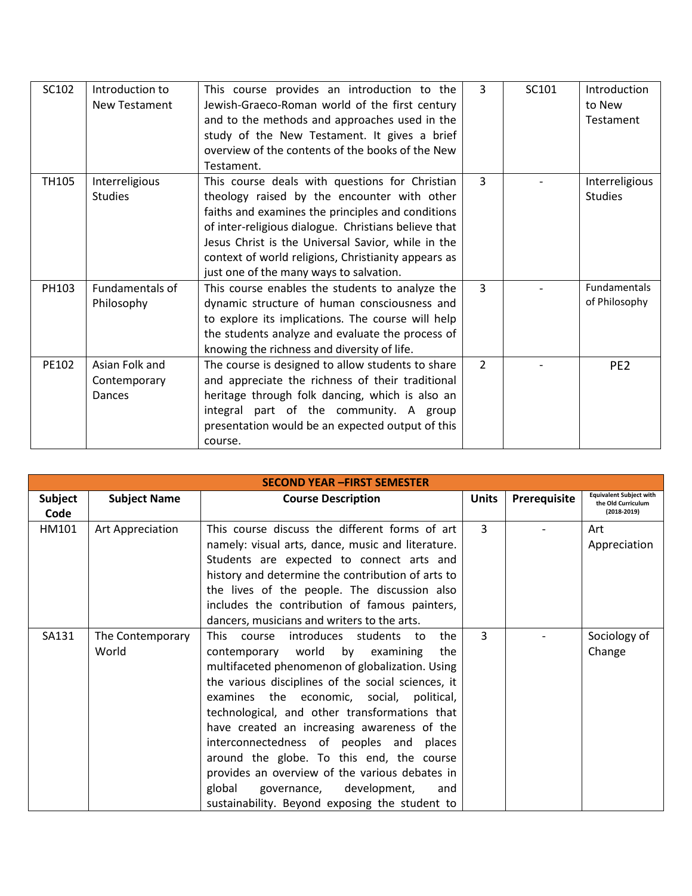| SC102 | Introduction to New Testament | This course provides an introduction to the Jewish-Graeco-Roman world of the first century and to the methods and approaches used in the study of the New Testament. It gives a brief overview of the contents of the books of the New Testament. | 3 | SC101 | Introduction to New Testament |
|---|---|---|---|---|---|
| TH105 | Interreligious Studies | This course deals with questions for Christian theology raised by the encounter with other faiths and examines the principles and conditions of inter-religious dialogue. Christians believe that Jesus Christ is the Universal Savior, while in the context of world religions, Christianity appears as just one of the many ways to salvation. | 3 | - | Interreligious Studies |
| PH103 | Fundamentals of Philosophy | This course enables the students to analyze the dynamic structure of human consciousness and to explore its implications. The course will help the students analyze and evaluate the process of knowing the richness and diversity of life. | 3 | - | Fundamentals of Philosophy |
| PE102 | Asian Folk and Contemporary Dances | The course is designed to allow students to share and appreciate the richness of their traditional heritage through folk dancing, which is also an integral part of the community. A group presentation would be an expected output of this course. | 2 | - | PE2 |

| **SECOND YEAR –FIRST SEMESTER** | | | | | |
|---|---|---|---|---|---|
| **Subject Code** | **Subject Name** | **Course Description** | **Units** | **Prerequisite** | **Equivalent Subject with the Old Curriculum (2018-2019)** |
| HM101 | Art Appreciation | This course discuss the different forms of art namely: visual arts, dance, music and literature. Students are expected to connect arts and history and determine the contribution of arts to the lives of the people. The discussion also includes the contribution of famous painters, dancers, musicians and writers to the arts. | 3 | - | Art Appreciation |
| SA131 | The Contemporary World | This course introduces students to the contemporary world by examining the multifaceted phenomenon of globalization. Using the various disciplines of the social sciences, it examines the economic, social, political, technological, and other transformations that have created an increasing awareness of the interconnectedness of peoples and places around the globe. To this end, the course provides an overview of the various debates in global governance, development, and sustainability. Beyond exposing the student to | 3 | - | Sociology of Change |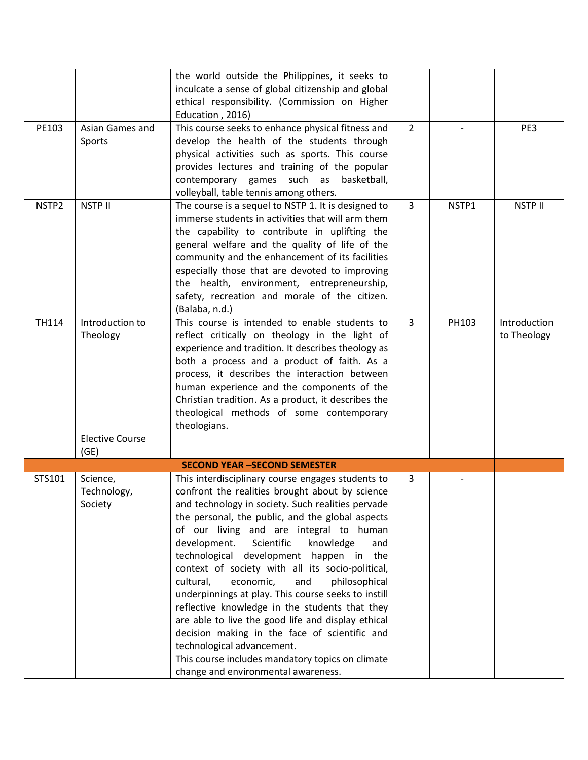| | | | | | |
|---|---|---|---|---|---|
| | | the world outside the Philippines, it seeks to inculcate a sense of global citizenship and global ethical responsibility. (Commission on Higher Education , 2016) | | | |
| PE103 | Asian Games and Sports | This course seeks to enhance physical fitness and develop the health of the students through physical activities such as sports. This course provides lectures and training of the popular contemporary games such as basketball, volleyball, table tennis among others. | 2 | - | PE3 |
| NSTP2 | NSTP II | The course is a sequel to NSTP 1. It is designed to immerse students in activities that will arm them the capability to contribute in uplifting the general welfare and the quality of life of the community and the enhancement of its facilities especially those that are devoted to improving the health, environment, entrepreneurship, safety, recreation and morale of the citizen. (Balaba, n.d.) | 3 | NSTP1 | NSTP II |
| TH114 | Introduction to Theology | This course is intended to enable students to reflect critically on theology in the light of experience and tradition. It describes theology as both a process and a product of faith. As a process, it describes the interaction between human experience and the components of the Christian tradition. As a product, it describes the theological methods of some contemporary theologians. | 3 | PH103 | Introduction to Theology |
| | Elective Course (GE) | | | | |
| **SECOND YEAR –SECOND SEMESTER** | | | | | |
| STS101 | Science, Technology, Society | This interdisciplinary course engages students to confront the realities brought about by science and technology in society. Such realities pervade the personal, the public, and the global aspects of our living and are integral to human development. Scientific knowledge and technological development happen in the context of society with all its socio-political, cultural, economic, and philosophical underpinnings at play. This course seeks to instill reflective knowledge in the students that they are able to live the good life and display ethical decision making in the face of scientific and technological advancement.<br>This course includes mandatory topics on climate change and environmental awareness. | 3 | - | |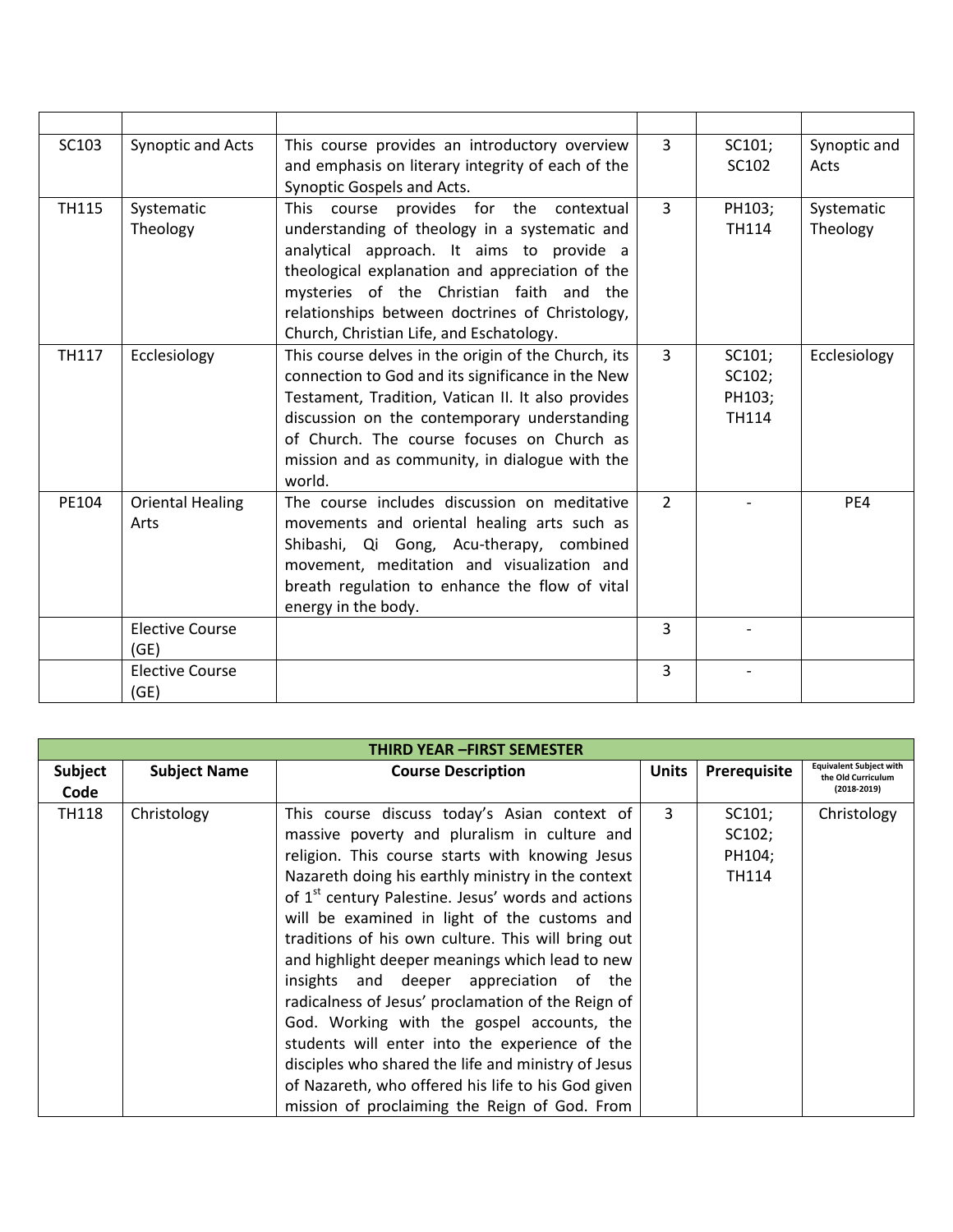| | | | | | |
|---|---|---|---|---|---|
| SC103 | Synoptic and Acts | This course provides an introductory overview and emphasis on literary integrity of each of the Synoptic Gospels and Acts. | 3 | SC101; SC102 | Synoptic and Acts |
| TH115 | Systematic Theology | This course provides for the contextual understanding of theology in a systematic and analytical approach. It aims to provide a theological explanation and appreciation of the mysteries of the Christian faith and the relationships between doctrines of Christology, Church, Christian Life, and Eschatology. | 3 | PH103; TH114 | Systematic Theology |
| TH117 | Ecclesiology | This course delves in the origin of the Church, its connection to God and its significance in the New Testament, Tradition, Vatican II. It also provides discussion on the contemporary understanding of Church. The course focuses on Church as mission and as community, in dialogue with the world. | 3 | SC101; SC102; PH103; TH114 | Ecclesiology |
| PE104 | Oriental Healing Arts | The course includes discussion on meditative movements and oriental healing arts such as Shibashi, Qi Gong, Acu-therapy, combined movement, meditation and visualization and breath regulation to enhance the flow of vital energy in the body. | 2 | - | PE4 |
| | Elective Course (GE) | | 3 | - | |
| | Elective Course (GE) | | 3 | - | |

| **THIRD YEAR –FIRST SEMESTER** | | | | | |
|---|---|---|---|---|---|
| **Subject Code** | **Subject Name** | **Course Description** | **Units** | **Prerequisite** | **Equivalent Subject with the Old Curriculum (2018-2019)** |
| TH118 | Christology | This course discuss today's Asian context of massive poverty and pluralism in culture and religion. This course starts with knowing Jesus Nazareth doing his earthly ministry in the context of 1st century Palestine. Jesus' words and actions will be examined in light of the customs and traditions of his own culture. This will bring out and highlight deeper meanings which lead to new insights and deeper appreciation of the radicalness of Jesus' proclamation of the Reign of God. Working with the gospel accounts, the students will enter into the experience of the disciples who shared the life and ministry of Jesus of Nazareth, who offered his life to his God given mission of proclaiming the Reign of God. From | 3 | SC101; SC102; PH104; TH114 | Christology |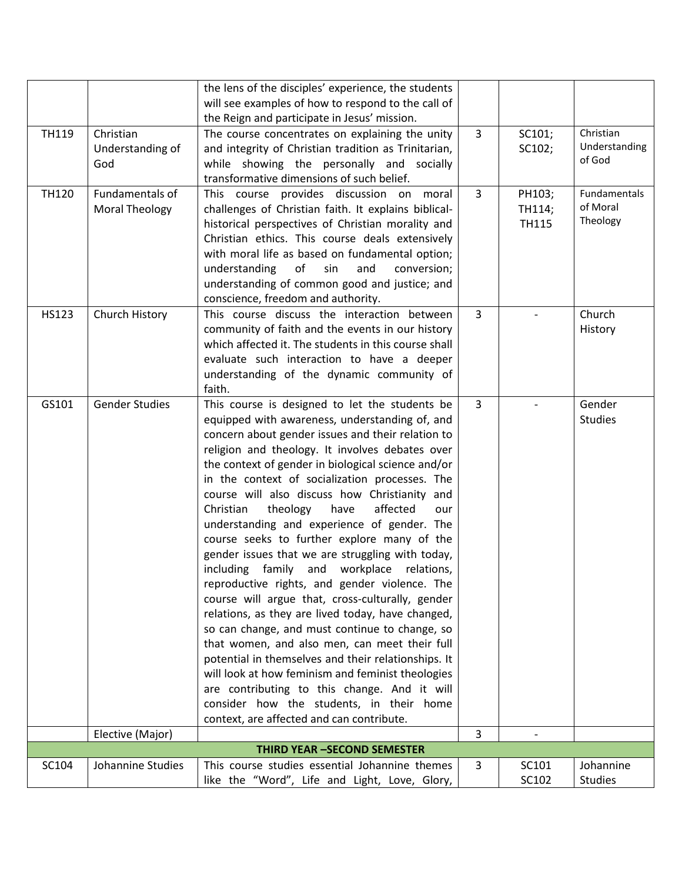| | | | | | |
|---|---|---|---|---|---|
| | | the lens of the disciples' experience, the students will see examples of how to respond to the call of the Reign and participate in Jesus' mission. | | | |
| TH119 | Christian Understanding of God | The course concentrates on explaining the unity and integrity of Christian tradition as Trinitarian, while showing the personally and socially transformative dimensions of such belief. | 3 | SC101; SC102; | Christian Understanding of God |
| TH120 | Fundamentals of Moral Theology | This course provides discussion on moral challenges of Christian faith. It explains biblical-historical perspectives of Christian morality and Christian ethics. This course deals extensively with moral life as based on fundamental option; understanding of sin and conversion; understanding of common good and justice; and conscience, freedom and authority. | 3 | PH103; TH114; TH115 | Fundamentals of Moral Theology |
| HS123 | Church History | This course discuss the interaction between community of faith and the events in our history which affected it. The students in this course shall evaluate such interaction to have a deeper understanding of the dynamic community of faith. | 3 | - | Church History |
| GS101 | Gender Studies | This course is designed to let the students be equipped with awareness, understanding of, and concern about gender issues and their relation to religion and theology. It involves debates over the context of gender in biological science and/or in the context of socialization processes. The course will also discuss how Christianity and Christian theology have affected our understanding and experience of gender. The course seeks to further explore many of the gender issues that we are struggling with today, including family and workplace relations, reproductive rights, and gender violence. The course will argue that, cross-culturally, gender relations, as they are lived today, have changed, so can change, and must continue to change, so that women, and also men, can meet their full potential in themselves and their relationships. It will look at how feminism and feminist theologies are contributing to this change. And it will consider how the students, in their home context, are affected and can contribute. | 3 | - | Gender Studies |
| | Elective (Major) | | 3 | - | |
| **THIRD YEAR –SECOND SEMESTER** | | | | | |
| SC104 | Johannine Studies | This course studies essential Johannine themes like the "Word", Life and Light, Love, Glory, | 3 | SC101 SC102 | Johannine Studies |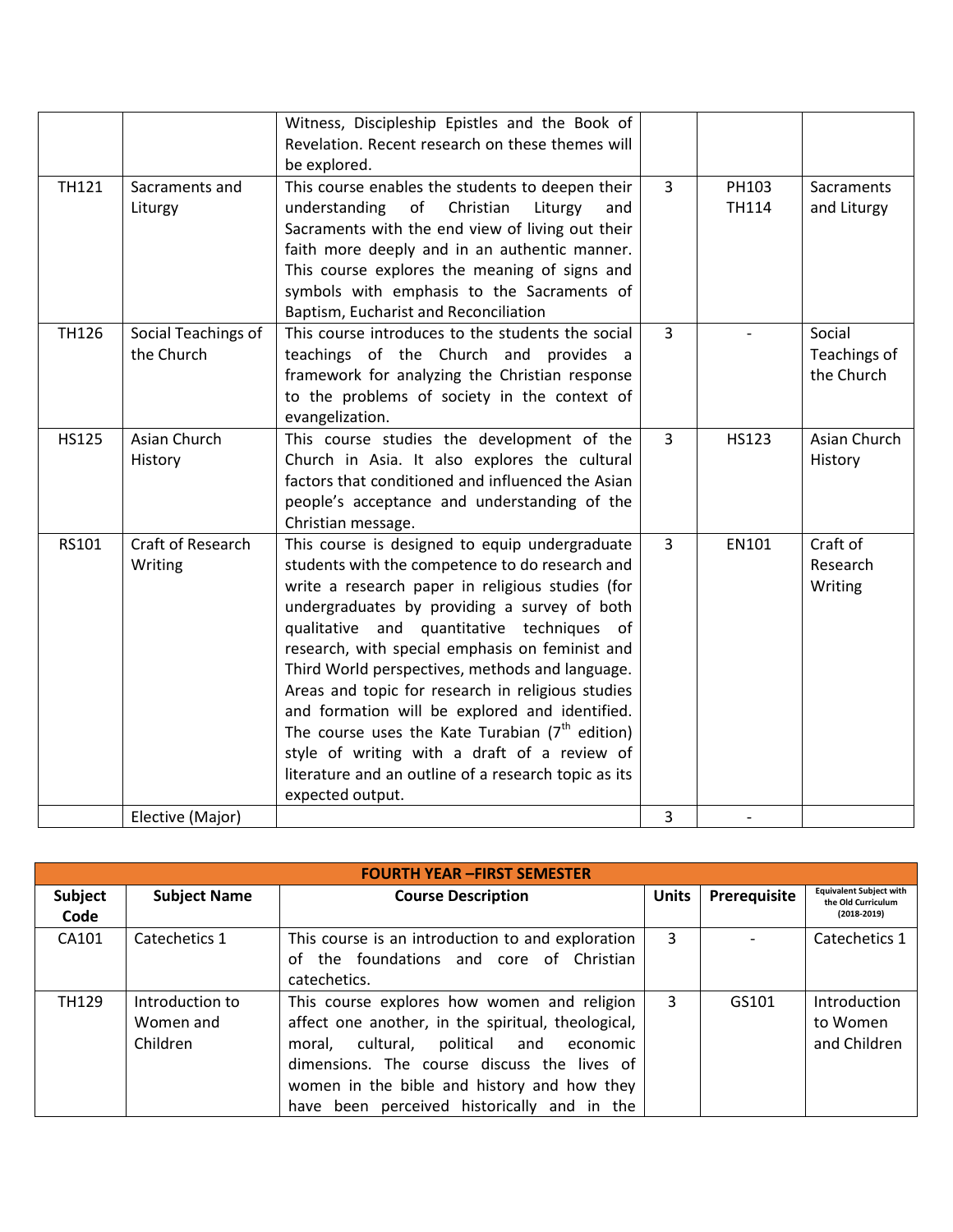|  |  | Witness, Discipleship Epistles and the Book of Revelation. Recent research on these themes will be explored. |  |  |  |
|---|---|---|---|---|---|
| TH121 | Sacraments and Liturgy | This course enables the students to deepen their understanding of Christian Liturgy and Sacraments with the end view of living out their faith more deeply and in an authentic manner. This course explores the meaning of signs and symbols with emphasis to the Sacraments of Baptism, Eucharist and Reconciliation | 3 | PH103 TH114 | Sacraments and Liturgy |
| TH126 | Social Teachings of the Church | This course introduces to the students the social teachings of the Church and provides a framework for analyzing the Christian response to the problems of society in the context of evangelization. | 3 | - | Social Teachings of the Church |
| HS125 | Asian Church History | This course studies the development of the Church in Asia. It also explores the cultural factors that conditioned and influenced the Asian people's acceptance and understanding of the Christian message. | 3 | HS123 | Asian Church History |
| RS101 | Craft of Research Writing | This course is designed to equip undergraduate students with the competence to do research and write a research paper in religious studies (for undergraduates by providing a survey of both qualitative and quantitative techniques of research, with special emphasis on feminist and Third World perspectives, methods and language. Areas and topic for research in religious studies and formation will be explored and identified. The course uses the Kate Turabian (7th edition) style of writing with a draft of a review of literature and an outline of a research topic as its expected output. | 3 | EN101 | Craft of Research Writing |
|  | Elective (Major) |  | 3 | - |  |

| FOURTH YEAR –FIRST SEMESTER | | | | | |
|---|---|---|---|---|---|
| **Subject Code** | **Subject Name** | **Course Description** | **Units** | **Prerequisite** | **Equivalent Subject with the Old Curriculum (2018-2019)** |
| CA101 | Catechetics 1 | This course is an introduction to and exploration of the foundations and core of Christian catechetics. | 3 | - | Catechetics 1 |
| TH129 | Introduction to Women and Children | This course explores how women and religion affect one another, in the spiritual, theological, moral, cultural, political and economic dimensions. The course discuss the lives of women in the bible and history and how they have been perceived historically and in the | 3 | GS101 | Introduction to Women and Children |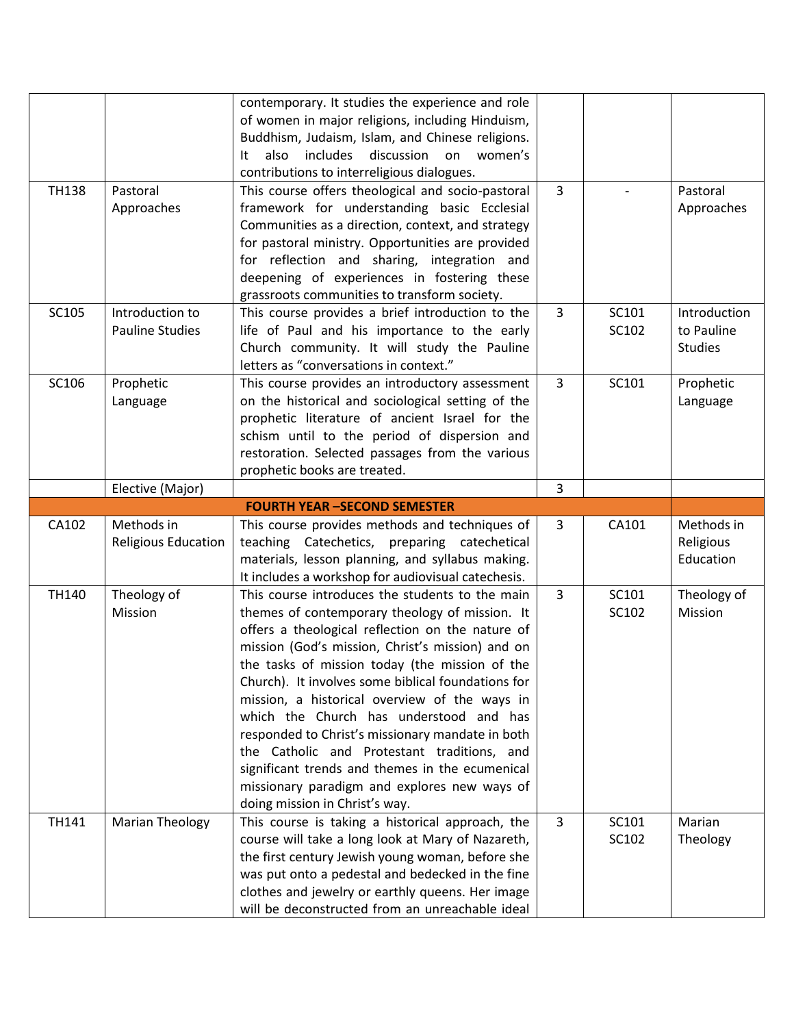| | | | | | |
|---|---|---|---|---|---|
| | | contemporary. It studies the experience and role of women in major religions, including Hinduism, Buddhism, Judaism, Islam, and Chinese religions. It also includes discussion on women's contributions to interreligious dialogues. | | | |
| TH138 | Pastoral Approaches | This course offers theological and socio-pastoral framework for understanding basic Ecclesial Communities as a direction, context, and strategy for pastoral ministry. Opportunities are provided for reflection and sharing, integration and deepening of experiences in fostering these grassroots communities to transform society. | 3 | - | Pastoral Approaches |
| SC105 | Introduction to Pauline Studies | This course provides a brief introduction to the life of Paul and his importance to the early Church community. It will study the Pauline letters as "conversations in context." | 3 | SC101 SC102 | Introduction to Pauline Studies |
| SC106 | Prophetic Language | This course provides an introductory assessment on the historical and sociological setting of the prophetic literature of ancient Israel for the schism until to the period of dispersion and restoration. Selected passages from the various prophetic books are treated. | 3 | SC101 | Prophetic Language |
| | Elective (Major) | | 3 | | |
| **FOURTH YEAR –SECOND SEMESTER** | | | | | |
| CA102 | Methods in Religious Education | This course provides methods and techniques of teaching Catechetics, preparing catechetical materials, lesson planning, and syllabus making. It includes a workshop for audiovisual catechesis. | 3 | CA101 | Methods in Religious Education |
| TH140 | Theology of Mission | This course introduces the students to the main themes of contemporary theology of mission. It offers a theological reflection on the nature of mission (God's mission, Christ's mission) and on the tasks of mission today (the mission of the Church). It involves some biblical foundations for mission, a historical overview of the ways in which the Church has understood and has responded to Christ's missionary mandate in both the Catholic and Protestant traditions, and significant trends and themes in the ecumenical missionary paradigm and explores new ways of doing mission in Christ's way. | 3 | SC101 SC102 | Theology of Mission |
| TH141 | Marian Theology | This course is taking a historical approach, the course will take a long look at Mary of Nazareth, the first century Jewish young woman, before she was put onto a pedestal and bedecked in the fine clothes and jewelry or earthly queens. Her image will be deconstructed from an unreachable ideal | 3 | SC101 SC102 | Marian Theology |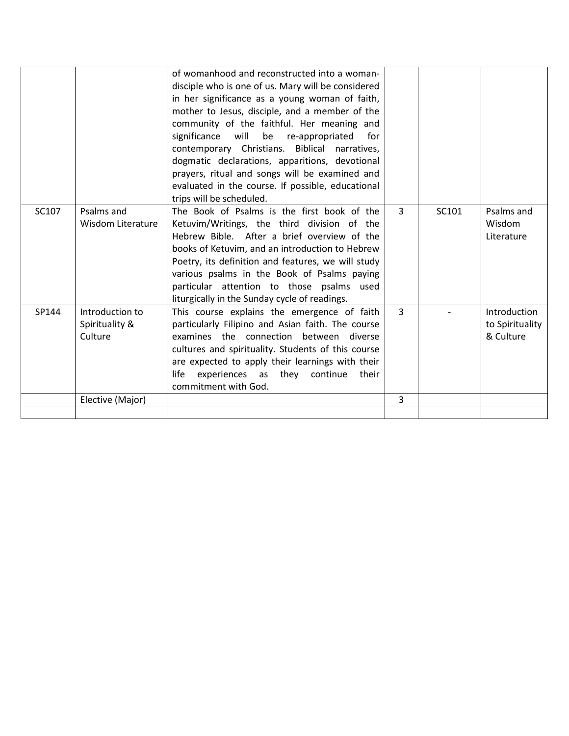| | | | | | |
|---|---|---|---|---|---|
| | | of womanhood and reconstructed into a woman-disciple who is one of us. Mary will be considered in her significance as a young woman of faith, mother to Jesus, disciple, and a member of the community of the faithful. Her meaning and significance will be re-appropriated for contemporary Christians. Biblical narratives, dogmatic declarations, apparitions, devotional prayers, ritual and songs will be examined and evaluated in the course. If possible, educational trips will be scheduled. | | | |
| SC107 | Psalms and Wisdom Literature | The Book of Psalms is the first book of the Ketuvim/Writings, the third division of the Hebrew Bible. After a brief overview of the books of Ketuvim, and an introduction to Hebrew Poetry, its definition and features, we will study various psalms in the Book of Psalms paying particular attention to those psalms used liturgically in the Sunday cycle of readings. | 3 | SC101 | Psalms and Wisdom Literature |
| SP144 | Introduction to Spirituality & Culture | This course explains the emergence of faith particularly Filipino and Asian faith. The course examines the connection between diverse cultures and spirituality. Students of this course are expected to apply their learnings with their life experiences as they continue their commitment with God. | 3 | - | Introduction to Spirituality & Culture |
| | Elective (Major) | | 3 | | |
| | | | | | |